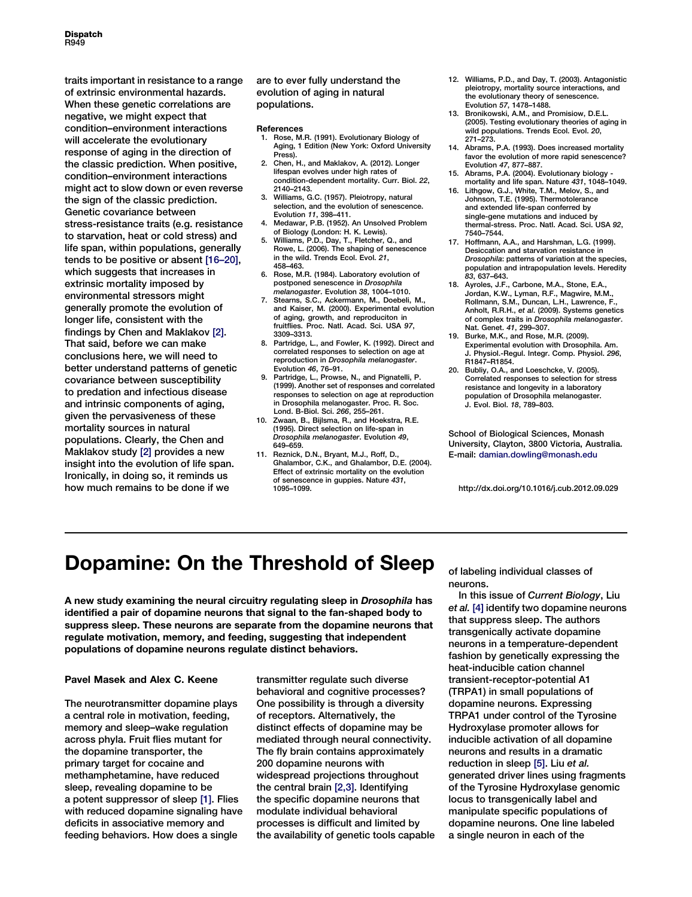traits important in resistance to a range of extrinsic environmental hazards. When these genetic correlations are negative, we might expect that condition–environment interactions will accelerate the evolutionary response of aging in the direction of the classic prediction. When positive, condition–environment interactions might act to slow down or even reverse the sign of the classic prediction. Genetic covariance between stress-resistance traits (e.g. resistance to starvation, heat or cold stress) and life span, within populations, generally tends to be positive or absent [16–20], which suggests that increases in extrinsic mortality imposed by environmental stressors might generally promote the evolution of longer life, consistent with the findings by Chen and Maklakov [2]. That said, before we can make conclusions here, we will need to better understand patterns of genetic covariance between susceptibility to predation and infectious disease and intrinsic components of aging, given the pervasiveness of these mortality sources in natural populations. Clearly, the Chen and Maklakov study [2] provides a new insight into the evolution of life span. Ironically, in doing so, it reminds us how much remains to be done if we are to ever fully understand the evolution of aging in natural populations.

#### References

1. Rose, M.R. (1991). Evolutionary Biology of Aging, 1 Edition (New York: Oxford University Press).
2. Chen, H., and Maklakov, A. (2012). Longer lifespan evolves under high rates of condition-dependent mortality. Curr. Biol. *22*, 2140–2143.
3. Williams, G.C. (1957). Pleiotropy, natural selection, and the evolution of senescence. Evolution *11*, 398–411.
4. Medawar, P.B. (1952). An Unsolved Problem of Biology (London: H. K. Lewis).
5. Williams, P.D., Day, T., Fletcher, Q., and Rowe, L. (2006). The shaping of senescence in the wild. Trends Ecol. Evol. *21*, 458–463.
6. Rose, M.R. (1984). Laboratory evolution of postponed senescence in *Drosophila melanogaster*. Evolution *38*, 1004–1010.
7. Stearns, S.C., Ackermann, M., Doebeli, M., and Kaiser, M. (2000). Experimental evolution of aging, growth, and reproduciton in fruitflies. Proc. Natl. Acad. Sci. USA *97*, 3309–3313.
8. Partridge, L., and Fowler, K. (1992). Direct and correlated responses to selection on age at reproduction in *Drosophila melanogaster*. Evolution *46*, 76–91.
9. Partridge, L., Prowse, N., and Pignatelli, P. (1999). Another set of responses and correlated responses to selection on age at reproduction in Drosophila melanogaster. Proc. R. Soc. Lond. B-Biol. Sci. *266*, 255–261.
10. Zwaan, B., Bijlsma, R., and Hoekstra, R.E. (1995). Direct selection on life-span in *Drosophila melanogaster*. Evolution *49*, 649–659.
11. Reznick, D.N., Bryant, M.J., Roff, D., Ghalambor, C.K., and Ghalambor, D.E. (2004). Effect of extrinsic mortality on the evolution of senescence in guppies. Nature *431*, 1095–1099.
12. Williams, P.D., and Day, T. (2003). Antagonistic pleiotropy, mortality source interactions, and the evolutionary theory of senescence. Evolution *57*, 1478–1488.
13. Bronikowski, A.M., and Promisiow, D.E.L. (2005). Testing evolutionary theories of aging in wild populations. Trends Ecol. Evol. *20*, 271–273.
14. Abrams, P.A. (1993). Does increased mortality favor the evolution of more rapid senescence? Evolution *47*, 877–887.
15. Abrams, P.A. (2004). Evolutionary biology - mortality and life span. Nature *431*, 1048–1049.
16. Lithgow, G.J., White, T.M., Melov, S., and Johnson, T.E. (1995). Thermotolerance and extended life-span conferred by single-gene mutations and induced by thermal-stress. Proc. Natl. Acad. Sci. USA *92*, 7540–7544.
17. Hoffmann, A.A., and Harshman, L.G. (1999). Desiccation and starvation resistance in *Drosophila*: patterns of variation at the species, population and intrapopulation levels. Heredity *83*, 637–643.
18. Ayroles, J.F., Carbone, M.A., Stone, E.A., Jordan, K.W., Lyman, R.F., Magwire, M.M., Rollmann, S.M., Duncan, L.H., Lawrence, F., Anholt, R.R.H., *et al*. (2009). Systems genetics of complex traits in *Drosophila melanogaster*. Nat. Genet. *41*, 299–307.
19. Burke, M.K., and Rose, M.R. (2009). Experimental evolution with Drosophila. Am. J. Physiol.-Regul. Integr. Comp. Physiol. *296*, R1847–R1854.
20. Bubliy, O.A., and Loeschcke, V. (2005). Correlated responses to selection for stress resistance and longevity in a laboratory population of Drosophila melanogaster. J. Evol. Biol. *18*, 789–803.

School of Biological Sciences, Monash University, Clayton, 3800 Victoria, Australia.
E-mail: damian.dowling@monash.edu

http://dx.doi.org/10.1016/j.cub.2012.09.029

# Dopamine: On the Threshold of Sleep

**A new study examining the neural circuitry regulating sleep in *Drosophila* has identified a pair of dopamine neurons that signal to the fan-shaped body to suppress sleep. These neurons are separate from the dopamine neurons that regulate motivation, memory, and feeding, suggesting that independent populations of dopamine neurons regulate distinct behaviors.**

**Pavel Masek and Alex C. Keene**

The neurotransmitter dopamine plays a central role in motivation, feeding, memory and sleep–wake regulation across phyla. Fruit flies mutant for the dopamine transporter, the primary target for cocaine and methamphetamine, have reduced sleep, revealing dopamine to be a potent suppressor of sleep [1]. Flies with reduced dopamine signaling have deficits in associative memory and feeding behaviors. How does a single transmitter regulate such diverse behavioral and cognitive processes? One possibility is through a diversity of receptors. Alternatively, the distinct effects of dopamine may be mediated through neural connectivity. The fly brain contains approximately 200 dopamine neurons with widespread projections throughout the central brain [2,3]. Identifying the specific dopamine neurons that modulate individual behavioral processes is difficult and limited by the availability of genetic tools capable of labeling individual classes of neurons.

In this issue of *Current Biology*, Liu *et al.* [4] identify two dopamine neurons that suppress sleep. The authors transgenically activate dopamine neurons in a temperature-dependent fashion by genetically expressing the heat-inducible cation channel transient-receptor-potential A1 (TRPA1) in small populations of dopamine neurons. Expressing TRPA1 under control of the Tyrosine Hydroxylase promoter allows for inducible activation of all dopamine neurons and results in a dramatic reduction in sleep [5]. Liu *et al.* generated driver lines using fragments of the Tyrosine Hydroxylase genomic locus to transgenically label and manipulate specific populations of dopamine neurons. One line labeled a single neuron in each of the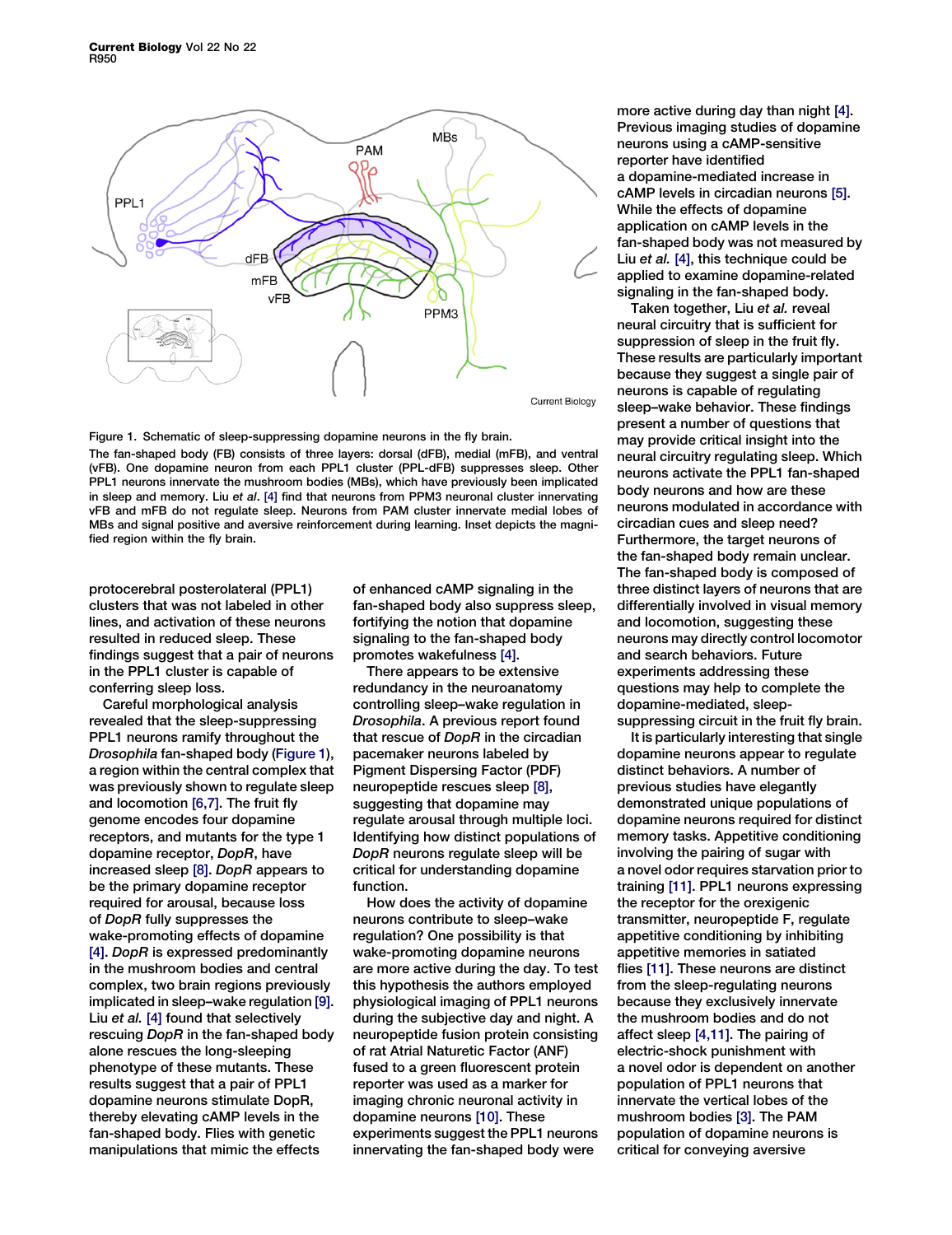Figure 1. Schematic of sleep-suppressing dopamine neurons in the fly brain.

The fan-shaped body (FB) consists of three layers: dorsal (dFB), medial (mFB), and ventral (vFB). One dopamine neuron from each PPL1 cluster (PPL-dFB) suppresses sleep. Other PPL1 neurons innervate the mushroom bodies (MBs), which have previously been implicated in sleep and memory. Liu *et al*. [4] find that neurons from PPM3 neuronal cluster innervating vFB and mFB do not regulate sleep. Neurons from PAM cluster innervate medial lobes of MBs and signal positive and aversive reinforcement during learning. Inset depicts the magnified region within the fly brain.

protocerebral posterolateral (PPL1) clusters that was not labeled in other lines, and activation of these neurons resulted in reduced sleep. These findings suggest that a pair of neurons in the PPL1 cluster is capable of conferring sleep loss.

Careful morphological analysis revealed that the sleep-suppressing PPL1 neurons ramify throughout the *Drosophila* fan-shaped body (Figure 1), a region within the central complex that was previously shown to regulate sleep and locomotion [6,7]. The fruit fly genome encodes four dopamine receptors, and mutants for the type 1 dopamine receptor, *DopR*, have increased sleep [8]. *DopR* appears to be the primary dopamine receptor required for arousal, because loss of *DopR* fully suppresses the wake-promoting effects of dopamine [4]. *DopR* is expressed predominantly in the mushroom bodies and central complex, two brain regions previously implicated in sleep–wake regulation [9]. Liu *et al.* [4] found that selectively rescuing *DopR* in the fan-shaped body alone rescues the long-sleeping phenotype of these mutants. These results suggest that a pair of PPL1 dopamine neurons stimulate DopR, thereby elevating cAMP levels in the fan-shaped body. Flies with genetic manipulations that mimic the effects of enhanced cAMP signaling in the fan-shaped body also suppress sleep, fortifying the notion that dopamine signaling to the fan-shaped body promotes wakefulness [4].

There appears to be extensive redundancy in the neuroanatomy controlling sleep–wake regulation in *Drosophila*. A previous report found that rescue of *DopR* in the circadian pacemaker neurons labeled by Pigment Dispersing Factor (PDF) neuropeptide rescues sleep [8], suggesting that dopamine may regulate arousal through multiple loci. Identifying how distinct populations of *DopR* neurons regulate sleep will be critical for understanding dopamine function.

How does the activity of dopamine neurons contribute to sleep–wake regulation? One possibility is that wake-promoting dopamine neurons are more active during the day. To test this hypothesis the authors employed physiological imaging of PPL1 neurons during the subjective day and night. A neuropeptide fusion protein consisting of rat Atrial Naturetic Factor (ANF) fused to a green fluorescent protein reporter was used as a marker for imaging chronic neuronal activity in dopamine neurons [10]. These experiments suggest the PPL1 neurons innervating the fan-shaped body were more active during day than night [4]. Previous imaging studies of dopamine neurons using a cAMP-sensitive reporter have identified a dopamine-mediated increase in cAMP levels in circadian neurons [5]. While the effects of dopamine application on cAMP levels in the fan-shaped body was not measured by Liu *et al.* [4], this technique could be applied to examine dopamine-related signaling in the fan-shaped body.

Taken together, Liu *et al.* reveal neural circuitry that is sufficient for suppression of sleep in the fruit fly. These results are particularly important because they suggest a single pair of neurons is capable of regulating sleep–wake behavior. These findings present a number of questions that may provide critical insight into the neural circuitry regulating sleep. Which neurons activate the PPL1 fan-shaped body neurons and how are these neurons modulated in accordance with circadian cues and sleep need? Furthermore, the target neurons of the fan-shaped body remain unclear. The fan-shaped body is composed of three distinct layers of neurons that are differentially involved in visual memory and locomotion, suggesting these neurons may directly control locomotor and search behaviors. Future experiments addressing these questions may help to complete the dopamine-mediated, sleep-suppressing circuit in the fruit fly brain.

It is particularly interesting that single dopamine neurons appear to regulate distinct behaviors. A number of previous studies have elegantly demonstrated unique populations of dopamine neurons required for distinct memory tasks. Appetitive conditioning involving the pairing of sugar with a novel odor requires starvation prior to training [11]. PPL1 neurons expressing the receptor for the orexigenic transmitter, neuropeptide F, regulate appetitive conditioning by inhibiting appetitive memories in satiated flies [11]. These neurons are distinct from the sleep-regulating neurons because they exclusively innervate the mushroom bodies and do not affect sleep [4,11]. The pairing of electric-shock punishment with a novel odor is dependent on another population of PPL1 neurons that innervate the vertical lobes of the mushroom bodies [3]. The PAM population of dopamine neurons is critical for conveying aversive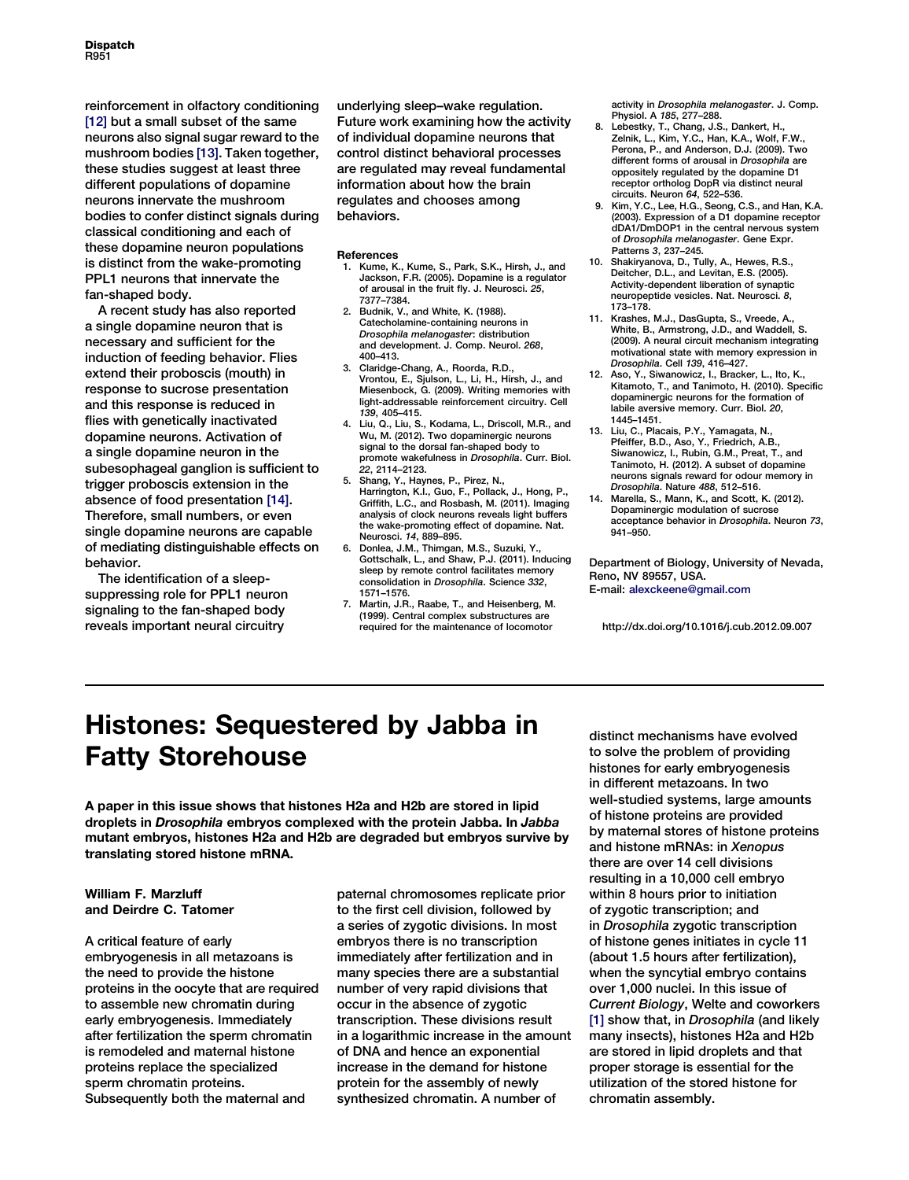reinforcement in olfactory conditioning [12] but a small subset of the same neurons also signal sugar reward to the mushroom bodies [13]. Taken together, these studies suggest at least three different populations of dopamine neurons innervate the mushroom bodies to confer distinct signals during classical conditioning and each of these dopamine neuron populations is distinct from the wake-promoting PPL1 neurons that innervate the fan-shaped body.

A recent study has also reported a single dopamine neuron that is necessary and sufficient for the induction of feeding behavior. Flies extend their proboscis (mouth) in response to sucrose presentation and this response is reduced in flies with genetically inactivated dopamine neurons. Activation of a single dopamine neuron in the subesophageal ganglion is sufficient to trigger proboscis extension in the absence of food presentation [14]. Therefore, small numbers, or even single dopamine neurons are capable of mediating distinguishable effects on behavior.

The identification of a sleep-suppressing role for PPL1 neuron signaling to the fan-shaped body reveals important neural circuitry underlying sleep–wake regulation. Future work examining how the activity of individual dopamine neurons that control distinct behavioral processes are regulated may reveal fundamental information about how the brain regulates and chooses among behaviors.

**References**

1. Kume, K., Kume, S., Park, S.K., Hirsh, J., and Jackson, F.R. (2005). Dopamine is a regulator of arousal in the fruit fly. J. Neurosci. *25*, 7377–7384.
2. Budnik, V., and White, K. (1988). Catecholamine-containing neurons in *Drosophila melanogaster*: distribution and development. J. Comp. Neurol. *268*, 400–413.
3. Claridge-Chang, A., Roorda, R.D., Vrontou, E., Sjulson, L., Li, H., Hirsh, J., and Miesenbock, G. (2009). Writing memories with light-addressable reinforcement circuitry. Cell *139*, 405–415.
4. Liu, Q., Liu, S., Kodama, L., Driscoll, M.R., and Wu, M. (2012). Two dopaminergic neurons signal to the dorsal fan-shaped body to promote wakefulness in *Drosophila*. Curr. Biol. *22*, 2114–2123.
5. Shang, Y., Haynes, P., Pirez, N., Harrington, K.I., Guo, F., Pollack, J., Hong, P., Griffith, L.C., and Rosbash, M. (2011). Imaging analysis of clock neurons reveals light buffers the wake-promoting effect of dopamine. Nat. Neurosci. *14*, 889–895.
6. Donlea, J.M., Thimgan, M.S., Suzuki, Y., Gottschalk, L., and Shaw, P.J. (2011). Inducing sleep by remote control facilitates memory consolidation in *Drosophila*. Science *332*, 1571–1576.
7. Martin, J.R., Raabe, T., and Heisenberg, M. (1999). Central complex substructures are required for the maintenance of locomotor activity in *Drosophila melanogaster*. J. Comp. Physiol. A *185*, 277–288.
8. Lebestky, T., Chang, J.S., Dankert, H., Zelnik, L., Kim, Y.C., Han, K.A., Wolf, F.W., Perona, P., and Anderson, D.J. (2009). Two different forms of arousal in *Drosophila* are oppositely regulated by the dopamine D1 receptor ortholog DopR via distinct neural circuits. Neuron *64*, 522–536.
9. Kim, Y.C., Lee, H.G., Seong, C.S., and Han, K.A. (2003). Expression of a D1 dopamine receptor dDA1/DmDOP1 in the central nervous system of *Drosophila melanogaster*. Gene Expr. Patterns *3*, 237–245.
10. Shakiryanova, D., Tully, A., Hewes, R.S., Deitcher, D.L., and Levitan, E.S. (2005). Activity-dependent liberation of synaptic neuropeptide vesicles. Nat. Neurosci. *8*, 173–178.
11. Krashes, M.J., DasGupta, S., Vreede, A., White, B., Armstrong, J.D., and Waddell, S. (2009). A neural circuit mechanism integrating motivational state with memory expression in *Drosophila*. Cell *139*, 416–427.
12. Aso, Y., Siwanowicz, I., Bracker, L., Ito, K., Kitamoto, T., and Tanimoto, H. (2010). Specific dopaminergic neurons for the formation of labile aversive memory. Curr. Biol. *20*, 1445–1451.
13. Liu, C., Placais, P.Y., Yamagata, N., Pfeiffer, B.D., Aso, Y., Friedrich, A.B., Siwanowicz, I., Rubin, G.M., Preat, T., and Tanimoto, H. (2012). A subset of dopamine neurons signals reward for odour memory in *Drosophila*. Nature *488*, 512–516.
14. Marella, S., Mann, K., and Scott, K. (2012). Dopaminergic modulation of sucrose acceptance behavior in *Drosophila*. Neuron *73*, 941–950.

Department of Biology, University of Nevada, Reno, NV 89557, USA.
E-mail: alexckeene@gmail.com

http://dx.doi.org/10.1016/j.cub.2012.09.007

# Histones: Sequestered by Jabba in Fatty Storehouse

**A paper in this issue shows that histones H2a and H2b are stored in lipid droplets in *Drosophila* embryos complexed with the protein Jabba. In *Jabba* mutant embryos, histones H2a and H2b are degraded but embryos survive by translating stored histone mRNA.**

**William F. Marzluff and Deirdre C. Tatomer**

A critical feature of early embryogenesis in all metazoans is the need to provide the histone proteins in the oocyte that are required to assemble new chromatin during early embryogenesis. Immediately after fertilization the sperm chromatin is remodeled and maternal histone proteins replace the specialized sperm chromatin proteins. Subsequently both the maternal and paternal chromosomes replicate prior to the first cell division, followed by a series of zygotic divisions. In most embryos there is no transcription immediately after fertilization and in many species there are a substantial number of very rapid divisions that occur in the absence of zygotic transcription. These divisions result in a logarithmic increase in the amount of DNA and hence an exponential increase in the demand for histone protein for the assembly of newly synthesized chromatin. A number of distinct mechanisms have evolved to solve the problem of providing histones for early embryogenesis in different metazoans. In two well-studied systems, large amounts of histone proteins are provided by maternal stores of histone proteins and histone mRNAs: in *Xenopus* there are over 14 cell divisions resulting in a 10,000 cell embryo within 8 hours prior to initiation of zygotic transcription; and in *Drosophila* zygotic transcription of histone genes initiates in cycle 11 (about 1.5 hours after fertilization), when the syncytial embryo contains over 1,000 nuclei. In this issue of *Current Biology*, Welte and coworkers [1] show that, in *Drosophila* (and likely many insects), histones H2a and H2b are stored in lipid droplets and that proper storage is essential for the utilization of the stored histone for chromatin assembly.